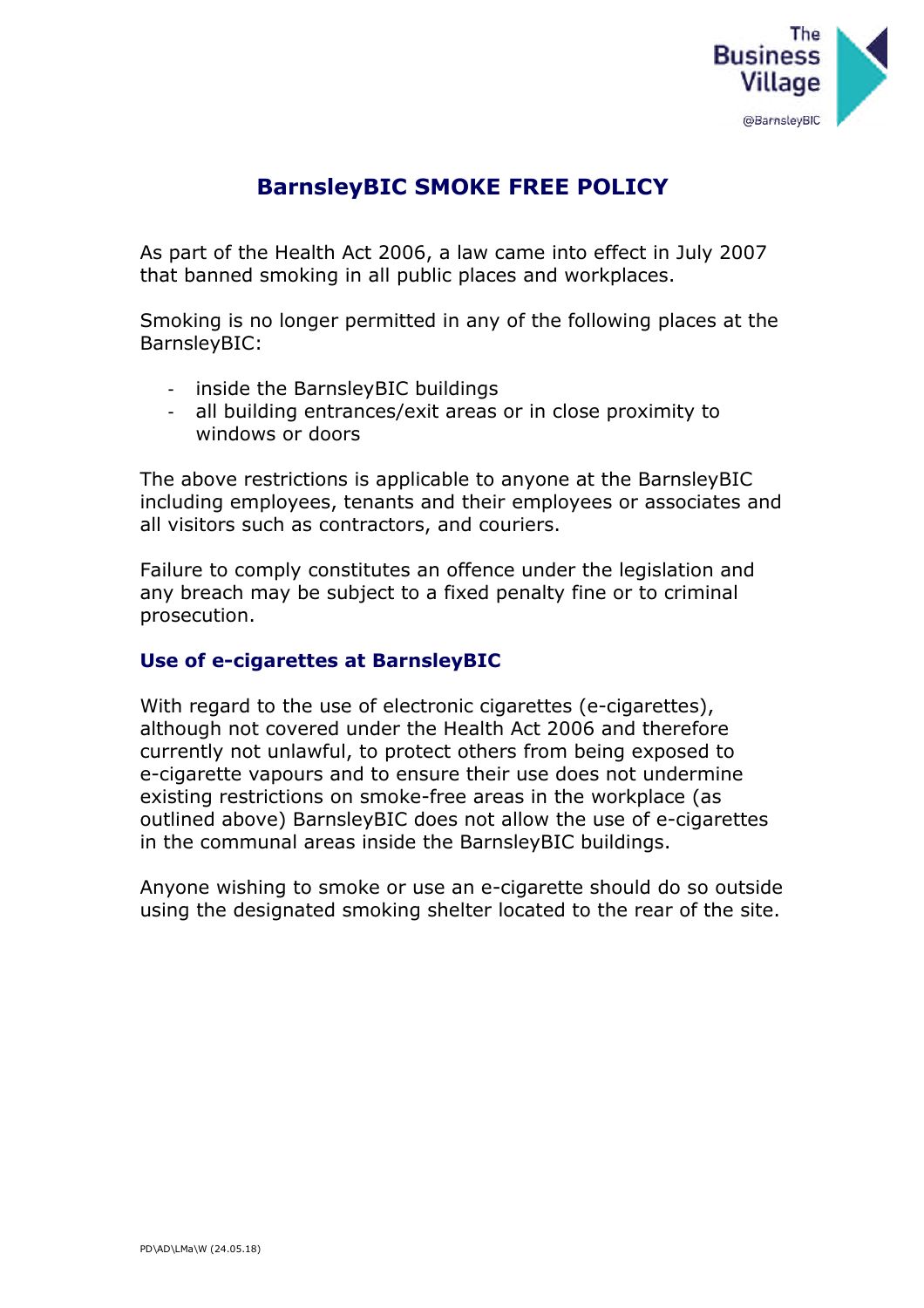# BarnsleyBIC SMOKE FREE POLICY

As part of the Health Act 2006, a law came into effect in July 2007 that banned smoking in all public places and workplaces.

Smoking is no longer permitted in any of the following places at the BarnsleyBIC:

- inside the BarnsleyBIC buildings
- all building entrances/exit areas or in close proximity to windows or doors

The above restrictions is applicable to anyone at the BarnsleyBIC including employees, tenants and their employees or associates and all visitors such as contractors, and couriers.

Failure to comply constitutes an offence under the legislation and any breach may be subject to a fixed penalty fine or to criminal prosecution.

## Use of e-cigarettes at BarnsleyBIC

With regard to the use of electronic cigarettes (e-cigarettes), although not covered under the Health Act 2006 and therefore currently not unlawful, to protect others from being exposed to e-cigarette vapours and to ensure their use does not undermine existing restrictions on smoke-free areas in the workplace (as outlined above) BarnsleyBIC does not allow the use of e-cigarettes in the communal areas inside the BarnsleyBIC buildings.

Anyone wishing to smoke or use an e-cigarette should do so outside using the designated smoking shelter located to the rear of the site.

PD\AD\LMa\W (24.05.18)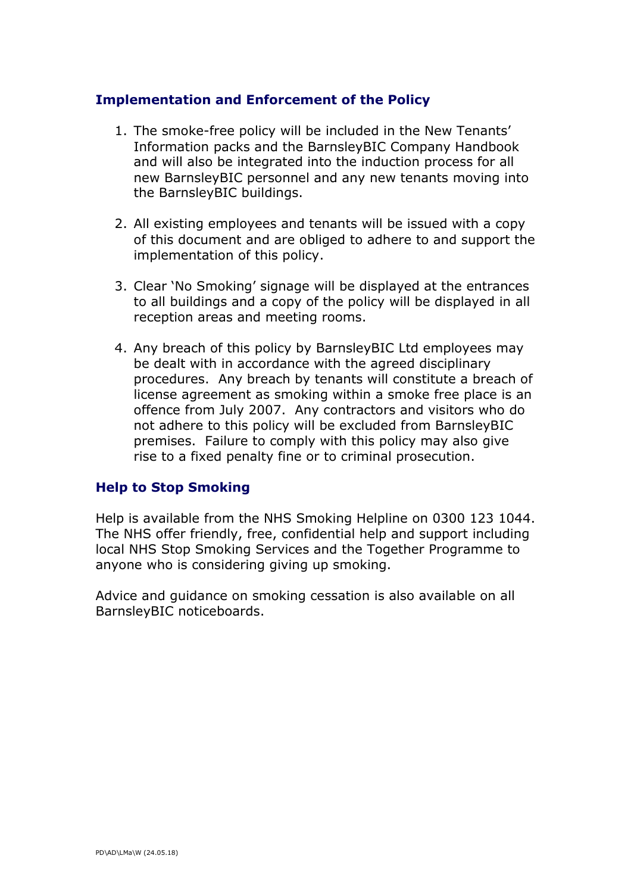## Implementation and Enforcement of the Policy

1. The smoke-free policy will be included in the New Tenants' Information packs and the BarnsleyBIC Company Handbook and will also be integrated into the induction process for all new BarnsleyBIC personnel and any new tenants moving into the BarnsleyBIC buildings.

2. All existing employees and tenants will be issued with a copy of this document and are obliged to adhere to and support the implementation of this policy.

3. Clear 'No Smoking' signage will be displayed at the entrances to all buildings and a copy of the policy will be displayed in all reception areas and meeting rooms.

4. Any breach of this policy by BarnsleyBIC Ltd employees may be dealt with in accordance with the agreed disciplinary procedures. Any breach by tenants will constitute a breach of license agreement as smoking within a smoke free place is an offence from July 2007. Any contractors and visitors who do not adhere to this policy will be excluded from BarnsleyBIC premises. Failure to comply with this policy may also give rise to a fixed penalty fine or to criminal prosecution.

## Help to Stop Smoking

Help is available from the NHS Smoking Helpline on 0300 123 1044. The NHS offer friendly, free, confidential help and support including local NHS Stop Smoking Services and the Together Programme to anyone who is considering giving up smoking.

Advice and guidance on smoking cessation is also available on all BarnsleyBIC noticeboards.

PD\AD\LMa\W (24.05.18)